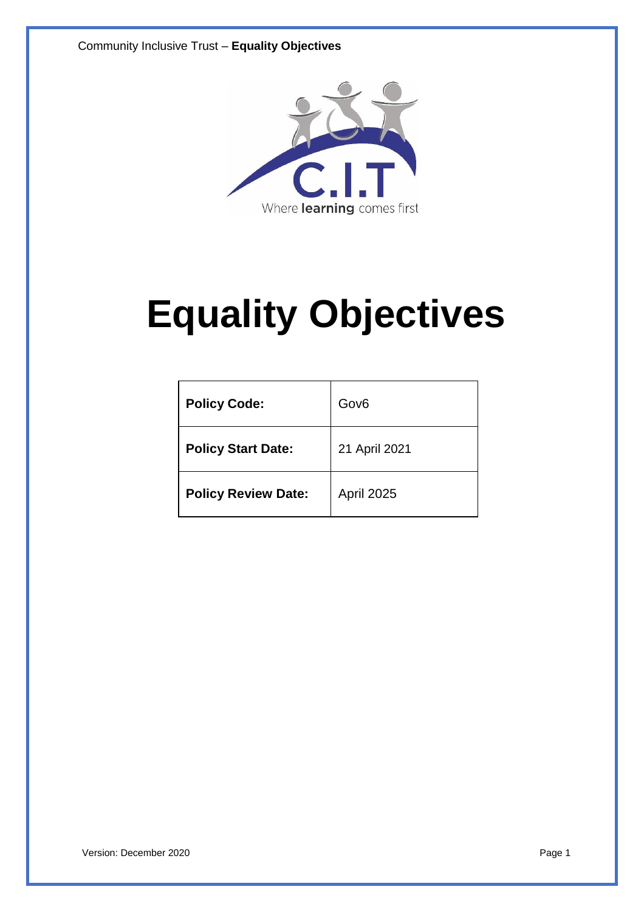# Equality Objectives

| Policy Code: | Gov6 |
|---|---|
| **Policy Start Date:** | 21 April 2021 |
| **Policy Review Date:** | April 2025 |

Version: December 2020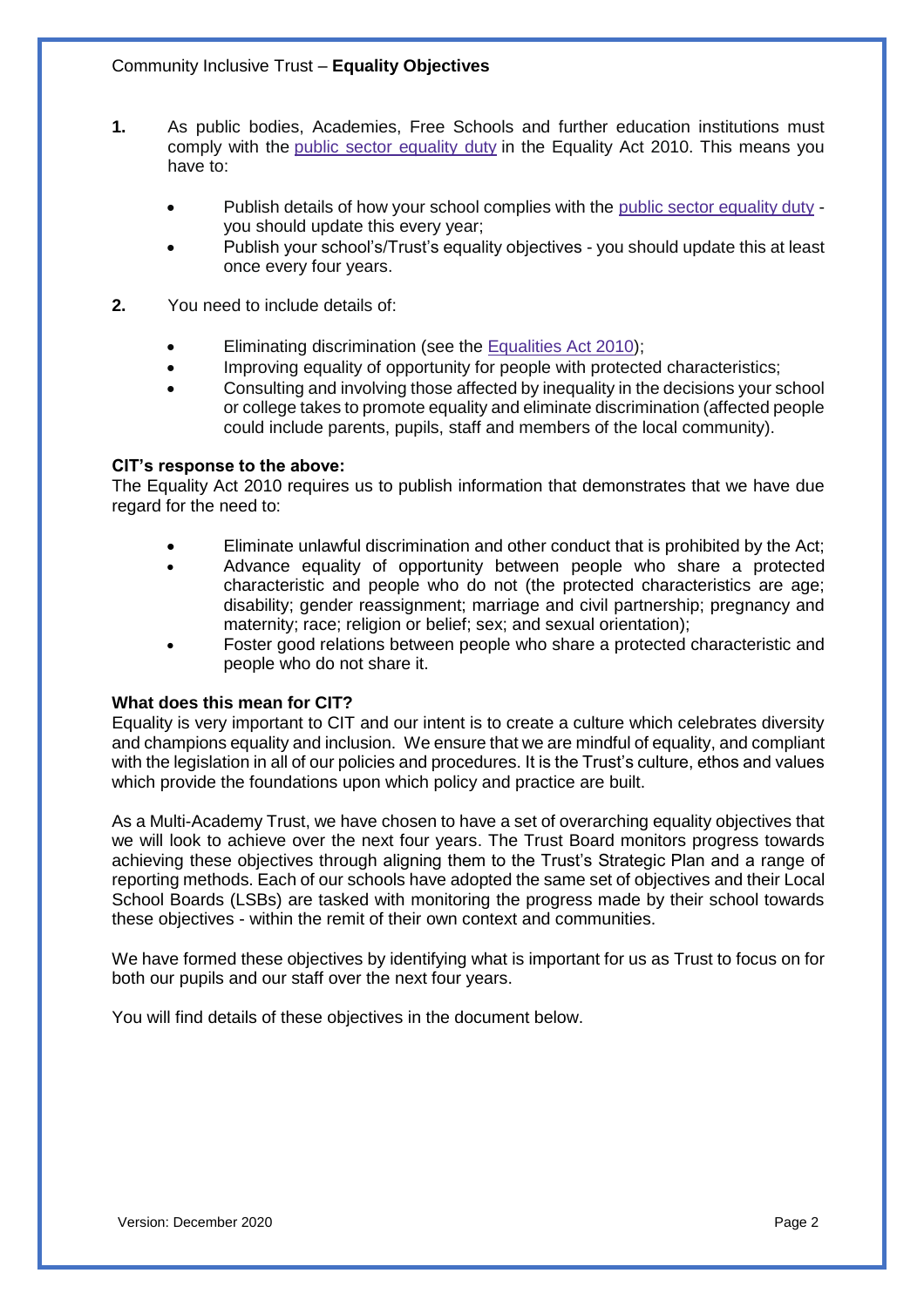1. As public bodies, Academies, Free Schools and further education institutions must comply with the public sector equality duty in the Equality Act 2010. This means you have to:

    - Publish details of how your school complies with the public sector equality duty - you should update this every year;
    - Publish your school's/Trust's equality objectives - you should update this at least once every four years.

2. You need to include details of:

    - Eliminating discrimination (see the Equalities Act 2010);
    - Improving equality of opportunity for people with protected characteristics;
    - Consulting and involving those affected by inequality in the decisions your school or college takes to promote equality and eliminate discrimination (affected people could include parents, pupils, staff and members of the local community).

**CIT's response to the above:**
The Equality Act 2010 requires us to publish information that demonstrates that we have due regard for the need to:

- Eliminate unlawful discrimination and other conduct that is prohibited by the Act;
- Advance equality of opportunity between people who share a protected characteristic and people who do not (the protected characteristics are age; disability; gender reassignment; marriage and civil partnership; pregnancy and maternity; race; religion or belief; sex; and sexual orientation);
- Foster good relations between people who share a protected characteristic and people who do not share it.

**What does this mean for CIT?**
Equality is very important to CIT and our intent is to create a culture which celebrates diversity and champions equality and inclusion. We ensure that we are mindful of equality, and compliant with the legislation in all of our policies and procedures. It is the Trust's culture, ethos and values which provide the foundations upon which policy and practice are built.

As a Multi-Academy Trust, we have chosen to have a set of overarching equality objectives that we will look to achieve over the next four years. The Trust Board monitors progress towards achieving these objectives through aligning them to the Trust's Strategic Plan and a range of reporting methods. Each of our schools have adopted the same set of objectives and their Local School Boards (LSBs) are tasked with monitoring the progress made by their school towards these objectives - within the remit of their own context and communities.

We have formed these objectives by identifying what is important for us as Trust to focus on for both our pupils and our staff over the next four years.

You will find details of these objectives in the document below.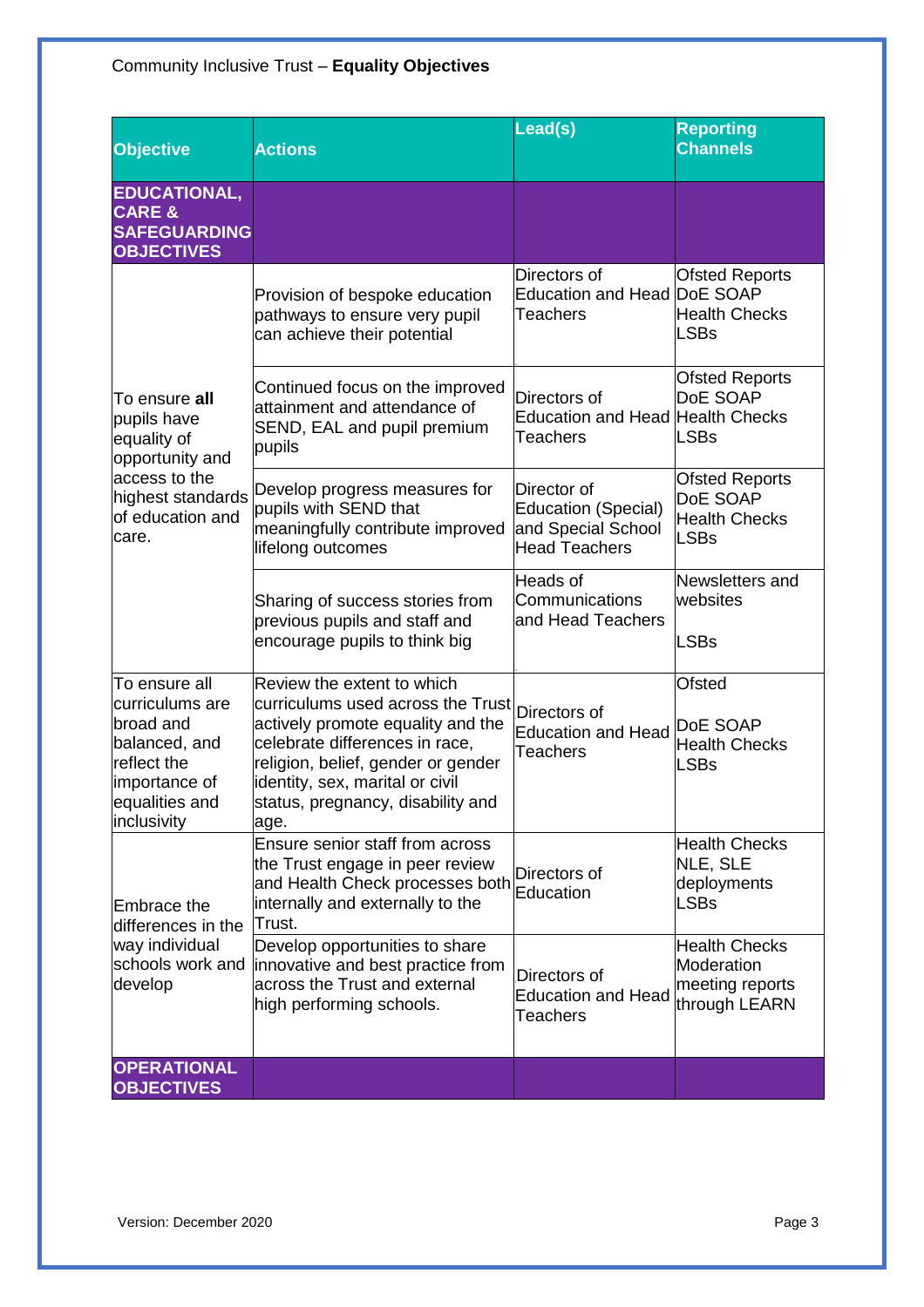| Objective | Actions | Lead(s) | Reporting Channels |
|---|---|---|---|
| **EDUCATIONAL, CARE & SAFEGUARDING OBJECTIVES** | | | |
| To ensure **all** pupils have equality of opportunity and access to the highest standards of education and care. | Provision of bespoke education pathways to ensure very pupil can achieve their potential | Directors of Education and Head Teachers | Ofsted Reports<br>DoE SOAP<br>Health Checks<br>LSBs |
| | Continued focus on the improved attainment and attendance of SEND, EAL and pupil premium pupils | Directors of Education and Head Teachers | Ofsted Reports<br>DoE SOAP<br>Health Checks<br>LSBs |
| | Develop progress measures for pupils with SEND that meaningfully contribute improved lifelong outcomes | Director of Education (Special) and Special School Head Teachers | Ofsted Reports<br>DoE SOAP<br>Health Checks<br>LSBs |
| | Sharing of success stories from previous pupils and staff and encourage pupils to think big | Heads of Communications and Head Teachers | Newsletters and websites<br>LSBs |
| To ensure all curriculums are broad and balanced, and reflect the importance of equalities and inclusivity | Review the extent to which curriculums used across the Trust actively promote equality and the celebrate differences in race, religion, belief, gender or gender identity, sex, marital or civil status, pregnancy, disability and age. | Directors of Education and Head Teachers | Ofsted<br>DoE SOAP<br>Health Checks<br>LSBs |
| Embrace the differences in the way individual schools work and develop | Ensure senior staff from across the Trust engage in peer review and Health Check processes both internally and externally to the Trust. | Directors of Education | Health Checks<br>NLE, SLE deployments<br>LSBs |
| | Develop opportunities to share innovative and best practice from across the Trust and external high performing schools. | Directors of Education and Head Teachers | Health Checks<br>Moderation meeting reports through LEARN |
| **OPERATIONAL OBJECTIVES** | | | |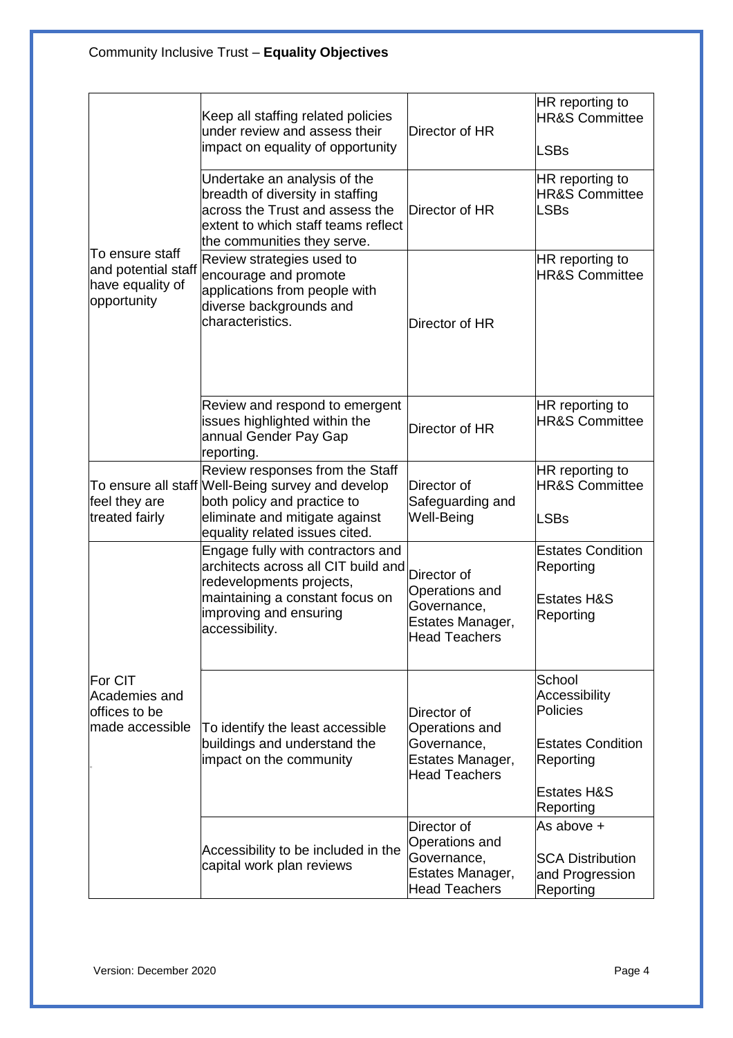| | | | |
|---|---|---|---|
| To ensure staff and potential staff have equality of opportunity | Keep all staffing related policies under review and assess their impact on equality of opportunity | Director of HR | HR reporting to HR&S Committee<br><br>LSBs |
| | Undertake an analysis of the breadth of diversity in staffing across the Trust and assess the extent to which staff teams reflect the communities they serve. | Director of HR | HR reporting to HR&S Committee<br>LSBs |
| | Review strategies used to encourage and promote applications from people with diverse backgrounds and characteristics. | Director of HR | HR reporting to HR&S Committee |
| | Review and respond to emergent issues highlighted within the annual Gender Pay Gap reporting. | Director of HR | HR reporting to HR&S Committee |
| To ensure all staff feel they are treated fairly | Review responses from the Staff Well-Being survey and develop both policy and practice to eliminate and mitigate against equality related issues cited. | Director of Safeguarding and Well-Being | HR reporting to HR&S Committee<br><br>LSBs |
| For CIT Academies and offices to be made accessible | Engage fully with contractors and architects across all CIT build and redevelopments projects, maintaining a constant focus on improving and ensuring accessibility. | Director of Operations and Governance, Estates Manager, Head Teachers | Estates Condition Reporting<br><br>Estates H&S Reporting |
| | To identify the least accessible buildings and understand the impact on the community | Director of Operations and Governance, Estates Manager, Head Teachers | School Accessibility Policies<br><br>Estates Condition Reporting<br><br>Estates H&S Reporting |
| | Accessibility to be included in the capital work plan reviews | Director of Operations and Governance, Estates Manager, Head Teachers | As above +<br><br>SCA Distribution and Progression Reporting |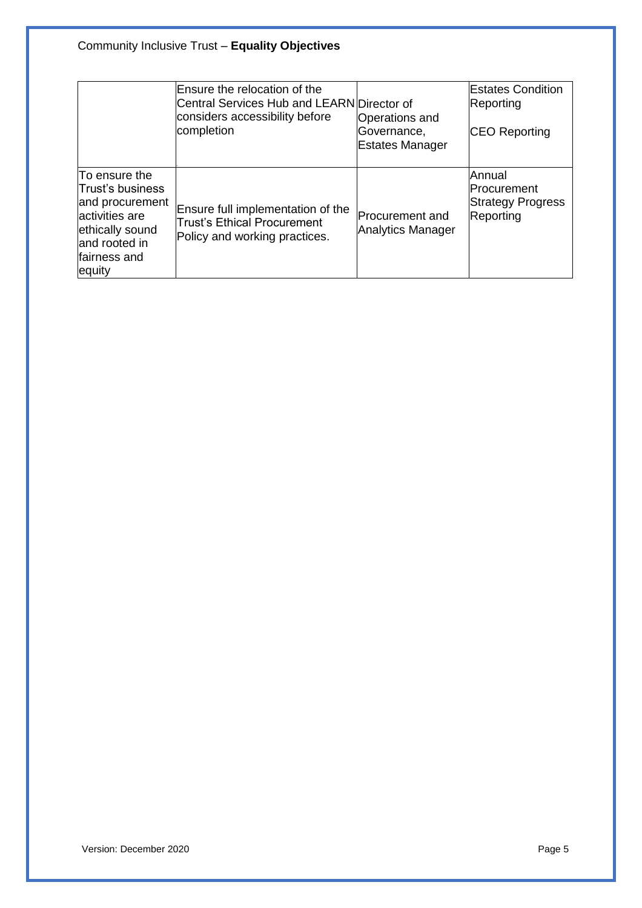| | | | |
|---|---|---|---|
| | Ensure the relocation of the Central Services Hub and LEARN considers accessibility before completion | Director of Operations and Governance, Estates Manager | Estates Condition Reporting<br><br>CEO Reporting |
| To ensure the Trust's business and procurement activities are ethically sound and rooted in fairness and equity | Ensure full implementation of the Trust's Ethical Procurement Policy and working practices. | Procurement and Analytics Manager | Annual Procurement Strategy Progress Reporting |

Version: December 2020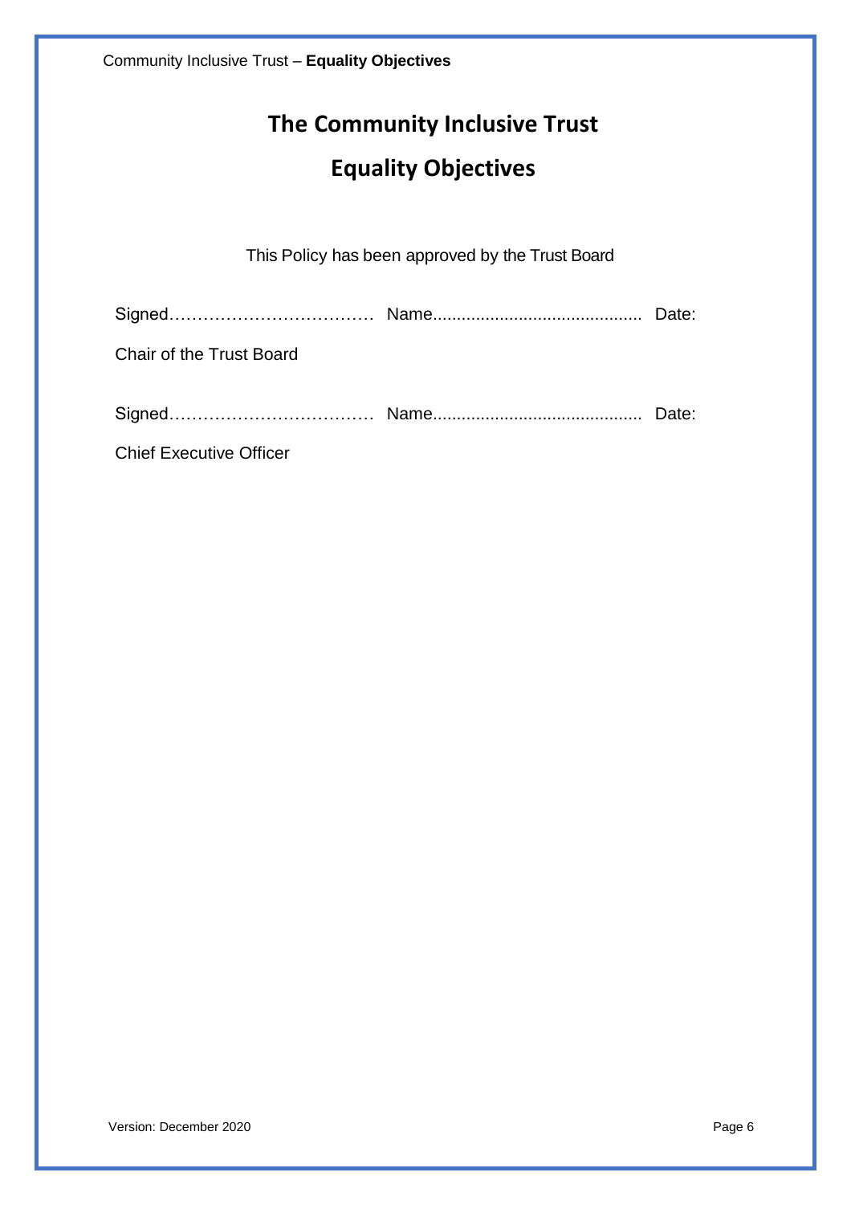# The Community Inclusive Trust

# Equality Objectives

This Policy has been approved by the Trust Board

Signed……………………………… Name........................................... Date:

Chair of the Trust Board

Signed……………………………… Name........................................... Date:

Chief Executive Officer

Version: December 2020